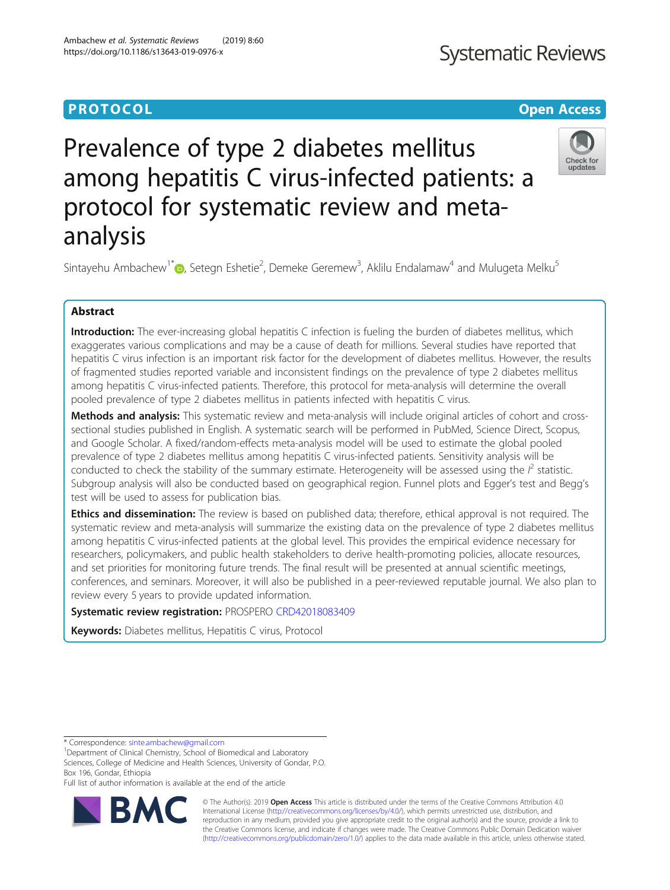PROTOCOL

Open Access

# Prevalence of type 2 diabetes mellitus among hepatitis C virus-infected patients: a protocol for systematic review and meta-analysis

Sintayehu Ambachew[1*], Setegn Eshetie[2], Demeke Geremew[3], Aklilu Endalamaw[4] and Mulugeta Melku[5]

## Abstract

**Introduction:** The ever-increasing global hepatitis C infection is fueling the burden of diabetes mellitus, which exaggerates various complications and may be a cause of death for millions. Several studies have reported that hepatitis C virus infection is an important risk factor for the development of diabetes mellitus. However, the results of fragmented studies reported variable and inconsistent findings on the prevalence of type 2 diabetes mellitus among hepatitis C virus-infected patients. Therefore, this protocol for meta-analysis will determine the overall pooled prevalence of type 2 diabetes mellitus in patients infected with hepatitis C virus.

**Methods and analysis:** This systematic review and meta-analysis will include original articles of cohort and cross-sectional studies published in English. A systematic search will be performed in PubMed, Science Direct, Scopus, and Google Scholar. A fixed/random-effects meta-analysis model will be used to estimate the global pooled prevalence of type 2 diabetes mellitus among hepatitis C virus-infected patients. Sensitivity analysis will be conducted to check the stability of the summary estimate. Heterogeneity will be assessed using the $I^2$ statistic. Subgroup analysis will also be conducted based on geographical region. Funnel plots and Egger's test and Begg's test will be used to assess for publication bias.

**Ethics and dissemination:** The review is based on published data; therefore, ethical approval is not required. The systematic review and meta-analysis will summarize the existing data on the prevalence of type 2 diabetes mellitus among hepatitis C virus-infected patients at the global level. This provides the empirical evidence necessary for researchers, policymakers, and public health stakeholders to derive health-promoting policies, allocate resources, and set priorities for monitoring future trends. The final result will be presented at annual scientific meetings, conferences, and seminars. Moreover, it will also be published in a peer-reviewed reputable journal. We also plan to review every 5 years to provide updated information.

**Systematic review registration:** PROSPERO CRD42018083409

**Keywords:** Diabetes mellitus, Hepatitis C virus, Protocol

---

\* Correspondence: sinte.ambachew@gmail.com

[1]Department of Clinical Chemistry, School of Biomedical and Laboratory Sciences, College of Medicine and Health Sciences, University of Gondar, P.O. Box 196, Gondar, Ethiopia

Full list of author information is available at the end of the article

© The Author(s). 2019 **Open Access** This article is distributed under the terms of the Creative Commons Attribution 4.0 International License (http://creativecommons.org/licenses/by/4.0/), which permits unrestricted use, distribution, and reproduction in any medium, provided you give appropriate credit to the original author(s) and the source, provide a link to the Creative Commons license, and indicate if changes were made. The Creative Commons Public Domain Dedication waiver (http://creativecommons.org/publicdomain/zero/1.0/) applies to the data made available in this article, unless otherwise stated.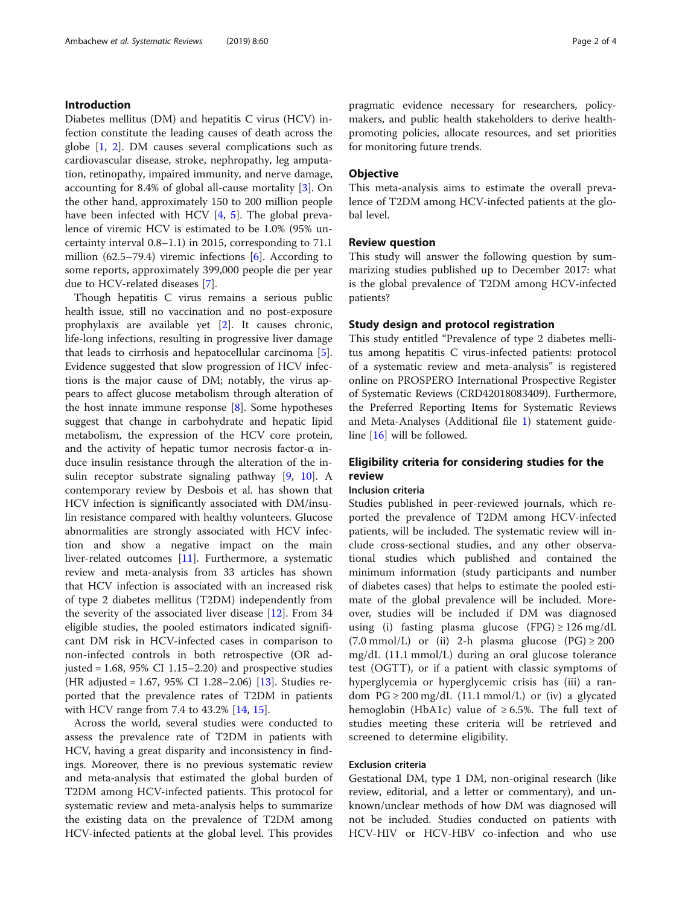## Introduction

Diabetes mellitus (DM) and hepatitis C virus (HCV) infection constitute the leading causes of death across the globe [1, 2]. DM causes several complications such as cardiovascular disease, stroke, nephropathy, leg amputation, retinopathy, impaired immunity, and nerve damage, accounting for 8.4% of global all-cause mortality [3]. On the other hand, approximately 150 to 200 million people have been infected with HCV [4, 5]. The global prevalence of viremic HCV is estimated to be 1.0% (95% uncertainty interval 0.8–1.1) in 2015, corresponding to 71.1 million (62.5–79.4) viremic infections [6]. According to some reports, approximately 399,000 people die per year due to HCV-related diseases [7].

Though hepatitis C virus remains a serious public health issue, still no vaccination and no post-exposure prophylaxis are available yet [2]. It causes chronic, life-long infections, resulting in progressive liver damage that leads to cirrhosis and hepatocellular carcinoma [5]. Evidence suggested that slow progression of HCV infections is the major cause of DM; notably, the virus appears to affect glucose metabolism through alteration of the host innate immune response [8]. Some hypotheses suggest that change in carbohydrate and hepatic lipid metabolism, the expression of the HCV core protein, and the activity of hepatic tumor necrosis factor-α induce insulin resistance through the alteration of the insulin receptor substrate signaling pathway [9, 10]. A contemporary review by Desbois et al. has shown that HCV infection is significantly associated with DM/insulin resistance compared with healthy volunteers. Glucose abnormalities are strongly associated with HCV infection and show a negative impact on the main liver-related outcomes [11]. Furthermore, a systematic review and meta-analysis from 33 articles has shown that HCV infection is associated with an increased risk of type 2 diabetes mellitus (T2DM) independently from the severity of the associated liver disease [12]. From 34 eligible studies, the pooled estimators indicated significant DM risk in HCV-infected cases in comparison to non-infected controls in both retrospective (OR adjusted = 1.68, 95% CI 1.15–2.20) and prospective studies (HR adjusted = 1.67, 95% CI 1.28–2.06) [13]. Studies reported that the prevalence rates of T2DM in patients with HCV range from 7.4 to 43.2% [14, 15].

Across the world, several studies were conducted to assess the prevalence rate of T2DM in patients with HCV, having a great disparity and inconsistency in findings. Moreover, there is no previous systematic review and meta-analysis that estimated the global burden of T2DM among HCV-infected patients. This protocol for systematic review and meta-analysis helps to summarize the existing data on the prevalence of T2DM among HCV-infected patients at the global level. This provides pragmatic evidence necessary for researchers, policymakers, and public health stakeholders to derive health-promoting policies, allocate resources, and set priorities for monitoring future trends.

## Objective

This meta-analysis aims to estimate the overall prevalence of T2DM among HCV-infected patients at the global level.

## Review question

This study will answer the following question by summarizing studies published up to December 2017: what is the global prevalence of T2DM among HCV-infected patients?

## Study design and protocol registration

This study entitled "Prevalence of type 2 diabetes mellitus among hepatitis C virus-infected patients: protocol of a systematic review and meta-analysis" is registered online on PROSPERO International Prospective Register of Systematic Reviews (CRD42018083409). Furthermore, the Preferred Reporting Items for Systematic Reviews and Meta-Analyses (Additional file 1) statement guideline [16] will be followed.

## Eligibility criteria for considering studies for the review

### Inclusion criteria

Studies published in peer-reviewed journals, which reported the prevalence of T2DM among HCV-infected patients, will be included. The systematic review will include cross-sectional studies, and any other observational studies which published and contained the minimum information (study participants and number of diabetes cases) that helps to estimate the pooled estimate of the global prevalence will be included. Moreover, studies will be included if DM was diagnosed using (i) fasting plasma glucose (FPG) ≥ 126 mg/dL (7.0 mmol/L) or (ii) 2-h plasma glucose (PG) ≥ 200 mg/dL (11.1 mmol/L) during an oral glucose tolerance test (OGTT), or if a patient with classic symptoms of hyperglycemia or hyperglycemic crisis has (iii) a random PG ≥ 200 mg/dL (11.1 mmol/L) or (iv) a glycated hemoglobin (HbA1c) value of ≥ 6.5%. The full text of studies meeting these criteria will be retrieved and screened to determine eligibility.

### Exclusion criteria

Gestational DM, type 1 DM, non-original research (like review, editorial, and a letter or commentary), and unknown/unclear methods of how DM was diagnosed will not be included. Studies conducted on patients with HCV-HIV or HCV-HBV co-infection and who use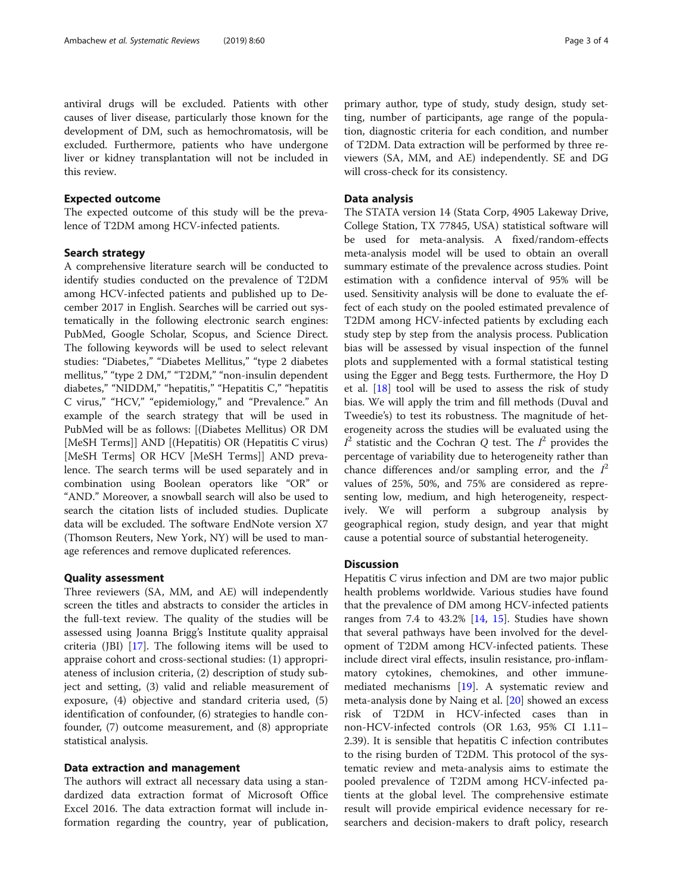antiviral drugs will be excluded. Patients with other causes of liver disease, particularly those known for the development of DM, such as hemochromatosis, will be excluded. Furthermore, patients who have undergone liver or kidney transplantation will not be included in this review.

### Expected outcome

The expected outcome of this study will be the prevalence of T2DM among HCV-infected patients.

### Search strategy

A comprehensive literature search will be conducted to identify studies conducted on the prevalence of T2DM among HCV-infected patients and published up to December 2017 in English. Searches will be carried out systematically in the following electronic search engines: PubMed, Google Scholar, Scopus, and Science Direct. The following keywords will be used to select relevant studies: "Diabetes," "Diabetes Mellitus," "type 2 diabetes mellitus," "type 2 DM," "T2DM," "non-insulin dependent diabetes," "NIDDM," "hepatitis," "Hepatitis C," "hepatitis C virus," "HCV," "epidemiology," and "Prevalence." An example of the search strategy that will be used in PubMed will be as follows: [(Diabetes Mellitus) OR DM [MeSH Terms]] AND [(Hepatitis) OR (Hepatitis C virus) [MeSH Terms] OR HCV [MeSH Terms]] AND prevalence. The search terms will be used separately and in combination using Boolean operators like "OR" or "AND." Moreover, a snowball search will also be used to search the citation lists of included studies. Duplicate data will be excluded. The software EndNote version X7 (Thomson Reuters, New York, NY) will be used to manage references and remove duplicated references.

### Quality assessment

Three reviewers (SA, MM, and AE) will independently screen the titles and abstracts to consider the articles in the full-text review. The quality of the studies will be assessed using Joanna Brigg's Institute quality appraisal criteria (JBI) [17]. The following items will be used to appraise cohort and cross-sectional studies: (1) appropriateness of inclusion criteria, (2) description of study subject and setting, (3) valid and reliable measurement of exposure, (4) objective and standard criteria used, (5) identification of confounder, (6) strategies to handle confounder, (7) outcome measurement, and (8) appropriate statistical analysis.

### Data extraction and management

The authors will extract all necessary data using a standardized data extraction format of Microsoft Office Excel 2016. The data extraction format will include information regarding the country, year of publication, primary author, type of study, study design, study setting, number of participants, age range of the population, diagnostic criteria for each condition, and number of T2DM. Data extraction will be performed by three reviewers (SA, MM, and AE) independently. SE and DG will cross-check for its consistency.

### Data analysis

The STATA version 14 (Stata Corp, 4905 Lakeway Drive, College Station, TX 77845, USA) statistical software will be used for meta-analysis. A fixed/random-effects meta-analysis model will be used to obtain an overall summary estimate of the prevalence across studies. Point estimation with a confidence interval of 95% will be used. Sensitivity analysis will be done to evaluate the effect of each study on the pooled estimated prevalence of T2DM among HCV-infected patients by excluding each study step by step from the analysis process. Publication bias will be assessed by visual inspection of the funnel plots and supplemented with a formal statistical testing using the Egger and Begg tests. Furthermore, the Hoy D et al. [18] tool will be used to assess the risk of study bias. We will apply the trim and fill methods (Duval and Tweedie's) to test its robustness. The magnitude of heterogeneity across the studies will be evaluated using the $I^2$ statistic and the Cochran $Q$ test. The $I^2$ provides the percentage of variability due to heterogeneity rather than chance differences and/or sampling error, and the $I^2$ values of 25%, 50%, and 75% are considered as representing low, medium, and high heterogeneity, respectively. We will perform a subgroup analysis by geographical region, study design, and year that might cause a potential source of substantial heterogeneity.

## Discussion

Hepatitis C virus infection and DM are two major public health problems worldwide. Various studies have found that the prevalence of DM among HCV-infected patients ranges from 7.4 to 43.2% [14, 15]. Studies have shown that several pathways have been involved for the development of T2DM among HCV-infected patients. These include direct viral effects, insulin resistance, pro-inflammatory cytokines, chemokines, and other immune-mediated mechanisms [19]. A systematic review and meta-analysis done by Naing et al. [20] showed an excess risk of T2DM in HCV-infected cases than in non-HCV-infected controls (OR 1.63, 95% CI 1.11–2.39). It is sensible that hepatitis C infection contributes to the rising burden of T2DM. This protocol of the systematic review and meta-analysis aims to estimate the pooled prevalence of T2DM among HCV-infected patients at the global level. The comprehensive estimate result will provide empirical evidence necessary for researchers and decision-makers to draft policy, research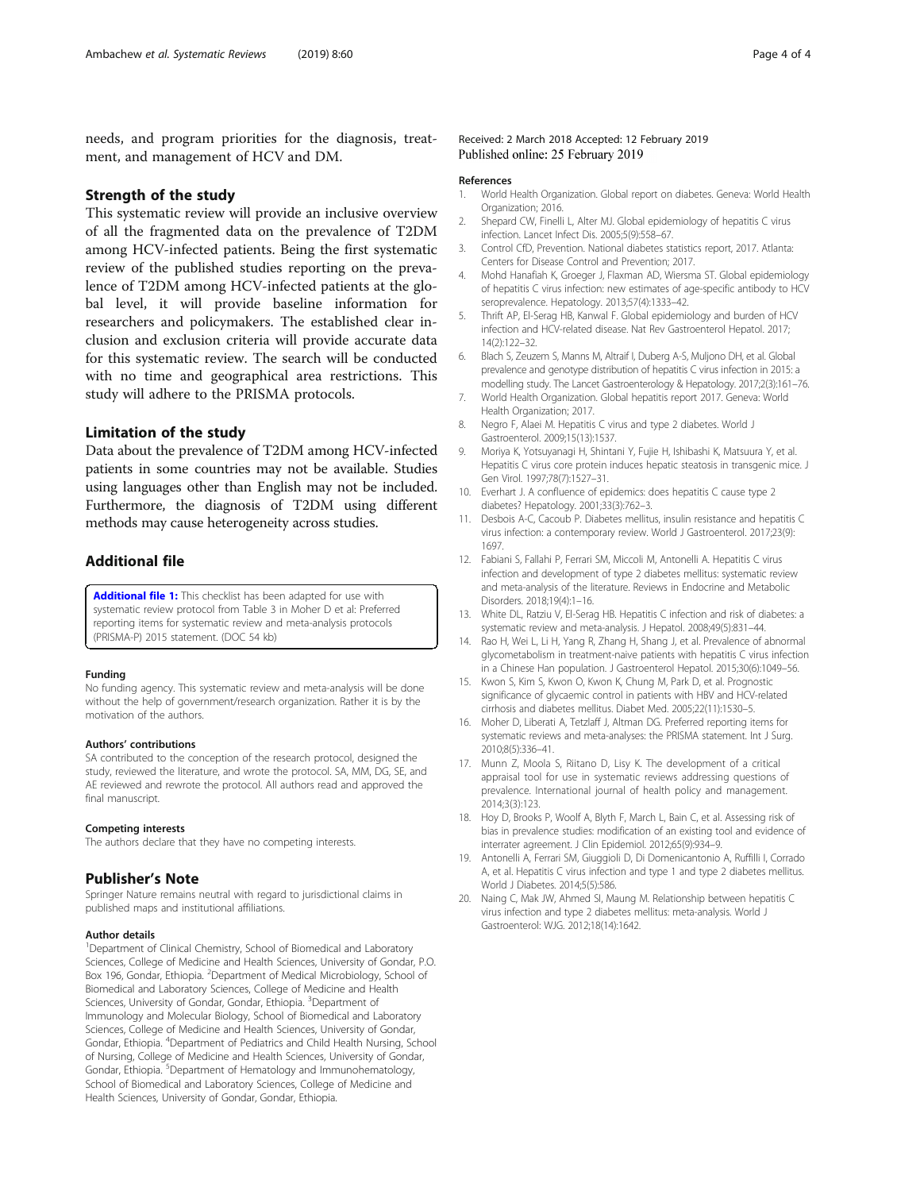needs, and program priorities for the diagnosis, treatment, and management of HCV and DM.

## Strength of the study

This systematic review will provide an inclusive overview of all the fragmented data on the prevalence of T2DM among HCV-infected patients. Being the first systematic review of the published studies reporting on the prevalence of T2DM among HCV-infected patients at the global level, it will provide baseline information for researchers and policymakers. The established clear inclusion and exclusion criteria will provide accurate data for this systematic review. The search will be conducted with no time and geographical area restrictions. This study will adhere to the PRISMA protocols.

## Limitation of the study

Data about the prevalence of T2DM among HCV-infected patients in some countries may not be available. Studies using languages other than English may not be included. Furthermore, the diagnosis of T2DM using different methods may cause heterogeneity across studies.

## Additional file

**Additional file 1:** This checklist has been adapted for use with systematic review protocol from Table 3 in Moher D et al: Preferred reporting items for systematic review and meta-analysis protocols (PRISMA-P) 2015 statement. (DOC 54 kb)

#### Funding

No funding agency. This systematic review and meta-analysis will be done without the help of government/research organization. Rather it is by the motivation of the authors.

#### Authors' contributions

SA contributed to the conception of the research protocol, designed the study, reviewed the literature, and wrote the protocol. SA, MM, DG, SE, and AE reviewed and rewrote the protocol. All authors read and approved the final manuscript.

#### Competing interests

The authors declare that they have no competing interests.

## Publisher's Note

Springer Nature remains neutral with regard to jurisdictional claims in published maps and institutional affiliations.

#### Author details

[1]Department of Clinical Chemistry, School of Biomedical and Laboratory Sciences, College of Medicine and Health Sciences, University of Gondar, P.O. Box 196, Gondar, Ethiopia. [2]Department of Medical Microbiology, School of Biomedical and Laboratory Sciences, College of Medicine and Health Sciences, University of Gondar, Gondar, Ethiopia. [3]Department of Immunology and Molecular Biology, School of Biomedical and Laboratory Sciences, College of Medicine and Health Sciences, University of Gondar, Gondar, Ethiopia. [4]Department of Pediatrics and Child Health Nursing, School of Nursing, College of Medicine and Health Sciences, University of Gondar, Gondar, Ethiopia. [5]Department of Hematology and Immunohematology, School of Biomedical and Laboratory Sciences, College of Medicine and Health Sciences, University of Gondar, Gondar, Ethiopia.

Received: 2 March 2018 Accepted: 12 February 2019
Published online: 25 February 2019

#### References

1. World Health Organization. Global report on diabetes. Geneva: World Health Organization; 2016.
2. Shepard CW, Finelli L, Alter MJ. Global epidemiology of hepatitis C virus infection. Lancet Infect Dis. 2005;5(9):558–67.
3. Control CfD, Prevention. National diabetes statistics report, 2017. Atlanta: Centers for Disease Control and Prevention; 2017.
4. Mohd Hanafiah K, Groeger J, Flaxman AD, Wiersma ST. Global epidemiology of hepatitis C virus infection: new estimates of age-specific antibody to HCV seroprevalence. Hepatology. 2013;57(4):1333–42.
5. Thrift AP, El-Serag HB, Kanwal F. Global epidemiology and burden of HCV infection and HCV-related disease. Nat Rev Gastroenterol Hepatol. 2017;14(2):122–32.
6. Blach S, Zeuzem S, Manns M, Altraif I, Duberg A-S, Muljono DH, et al. Global prevalence and genotype distribution of hepatitis C virus infection in 2015: a modelling study. The Lancet Gastroenterology & Hepatology. 2017;2(3):161–76.
7. World Health Organization. Global hepatitis report 2017. Geneva: World Health Organization; 2017.
8. Negro F, Alaei M. Hepatitis C virus and type 2 diabetes. World J Gastroenterol. 2009;15(13):1537.
9. Moriya K, Yotsuyanagi H, Shintani Y, Fujie H, Ishibashi K, Matsuura Y, et al. Hepatitis C virus core protein induces hepatic steatosis in transgenic mice. J Gen Virol. 1997;78(7):1527–31.
10. Everhart J. A confluence of epidemics: does hepatitis C cause type 2 diabetes? Hepatology. 2001;33(3):762–3.
11. Desbois A-C, Cacoub P. Diabetes mellitus, insulin resistance and hepatitis C virus infection: a contemporary review. World J Gastroenterol. 2017;23(9):1697.
12. Fabiani S, Fallahi P, Ferrari SM, Miccoli M, Antonelli A. Hepatitis C virus infection and development of type 2 diabetes mellitus: systematic review and meta-analysis of the literature. Reviews in Endocrine and Metabolic Disorders. 2018;19(4):1–16.
13. White DL, Ratziu V, El-Serag HB. Hepatitis C infection and risk of diabetes: a systematic review and meta-analysis. J Hepatol. 2008;49(5):831–44.
14. Rao H, Wei L, Li H, Yang R, Zhang H, Shang J, et al. Prevalence of abnormal glycometabolism in treatment-naive patients with hepatitis C virus infection in a Chinese Han population. J Gastroenterol Hepatol. 2015;30(6):1049–56.
15. Kwon S, Kim S, Kwon O, Kwon K, Chung M, Park D, et al. Prognostic significance of glycaemic control in patients with HBV and HCV-related cirrhosis and diabetes mellitus. Diabet Med. 2005;22(11):1530–5.
16. Moher D, Liberati A, Tetzlaff J, Altman DG. Preferred reporting items for systematic reviews and meta-analyses: the PRISMA statement. Int J Surg. 2010;8(5):336–41.
17. Munn Z, Moola S, Riitano D, Lisy K. The development of a critical appraisal tool for use in systematic reviews addressing questions of prevalence. International journal of health policy and management. 2014;3(3):123.
18. Hoy D, Brooks P, Woolf A, Blyth F, March L, Bain C, et al. Assessing risk of bias in prevalence studies: modification of an existing tool and evidence of interrater agreement. J Clin Epidemiol. 2012;65(9):934–9.
19. Antonelli A, Ferrari SM, Giuggioli D, Di Domenicantonio A, Ruffilli I, Corrado A, et al. Hepatitis C virus infection and type 1 and type 2 diabetes mellitus. World J Diabetes. 2014;5(5):586.
20. Naing C, Mak JW, Ahmed SI, Maung M. Relationship between hepatitis C virus infection and type 2 diabetes mellitus: meta-analysis. World J Gastroenterol: WJG. 2012;18(14):1642.